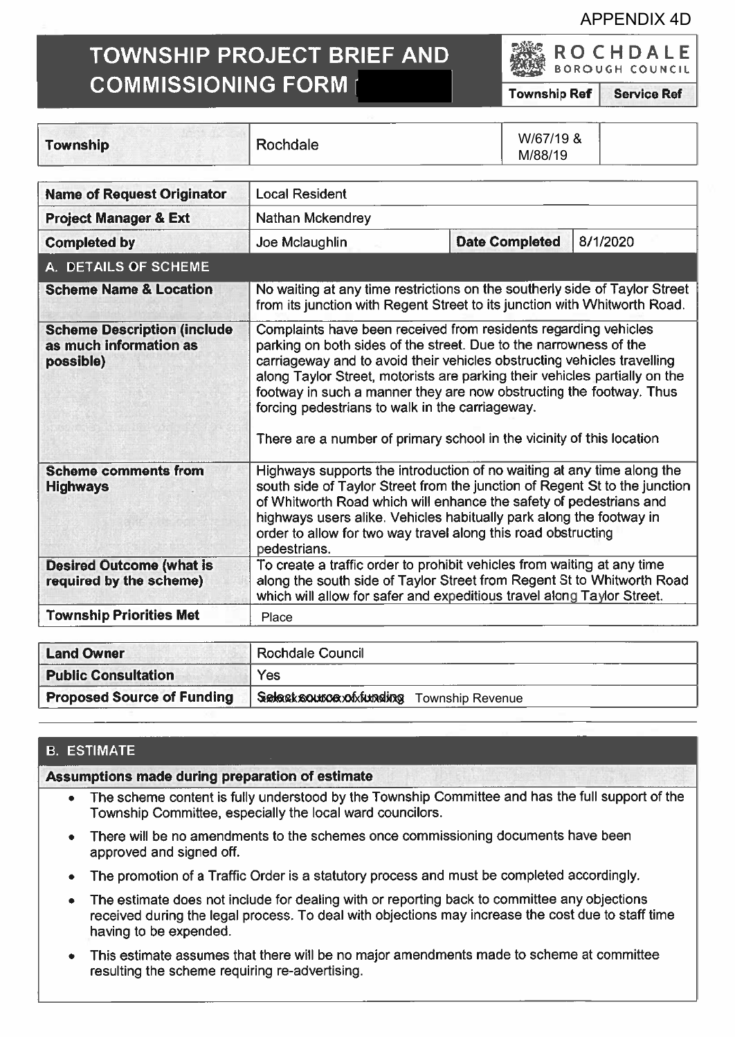APPENDIX 4D

# TOWNSHIP PROJECT BRIEF AND COMMISSIONING FORM

ROCHDALE BOROUGH COUNCIL

| | | Township Ref | Service Ref |
|---|---|---|---|
| **Township** | Rochdale | W/67/19 & M/88/19 | |

| | | | |
|---|---|---|---|
| **Name of Request Originator** | Local Resident | | |
| **Project Manager & Ext** | Nathan Mckendrey | | |
| **Completed by** | Joe Mclaughlin | **Date Completed** | 8/1/2020 |

## A. DETAILS OF SCHEME

| | |
|---|---|
| **Scheme Name & Location** | No waiting at any time restrictions on the southerly side of Taylor Street from its junction with Regent Street to its junction with Whitworth Road. |
| **Scheme Description (include as much information as possible)** | Complaints have been received from residents regarding vehicles parking on both sides of the street. Due to the narrowness of the carriageway and to avoid their vehicles obstructing vehicles travelling along Taylor Street, motorists are parking their vehicles partially on the footway in such a manner they are now obstructing the footway. Thus forcing pedestrians to walk in the carriageway.<br><br>There are a number of primary school in the vicinity of this location |
| **Scheme comments from Highways** | Highways supports the introduction of no waiting at any time along the south side of Taylor Street from the junction of Regent St to the junction of Whitworth Road which will enhance the safety of pedestrians and highways users alike. Vehicles habitually park along the footway in order to allow for two way travel along this road obstructing pedestrians. |
| **Desired Outcome (what is required by the scheme)** | To create a traffic order to prohibit vehicles from waiting at any time along the south side of Taylor Street from Regent St to Whitworth Road which will allow for safer and expeditious travel along Taylor Street. |
| **Township Priorities Met** | Place |

| | |
|---|---|
| **Land Owner** | Rochdale Council |
| **Public Consultation** | Yes |
| **Proposed Source of Funding** | Township Revenue |

## B. ESTIMATE

**Assumptions made during preparation of estimate**

- The scheme content is fully understood by the Township Committee and has the full support of the Township Committee, especially the local ward councilors.
- There will be no amendments to the schemes once commissioning documents have been approved and signed off.
- The promotion of a Traffic Order is a statutory process and must be completed accordingly.
- The estimate does not include for dealing with or reporting back to committee any objections received during the legal process. To deal with objections may increase the cost due to staff time having to be expended.
- This estimate assumes that there will be no major amendments made to scheme at committee resulting the scheme requiring re-advertising.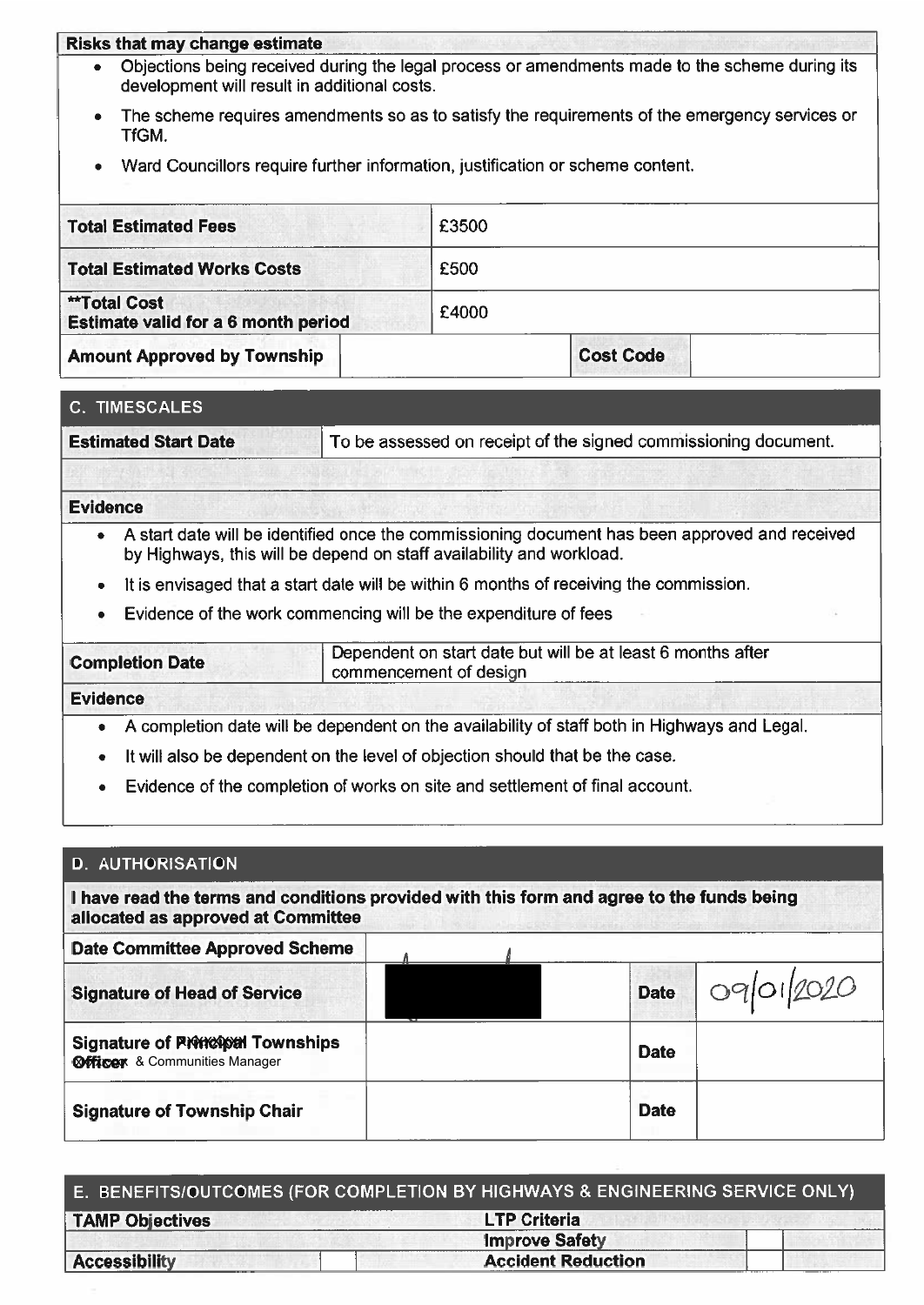**Risks that may change estimate**

- Objections being received during the legal process or amendments made to the scheme during its development will result in additional costs.
- The scheme requires amendments so as to satisfy the requirements of the emergency services or TfGM.
- Ward Councillors require further information, justification or scheme content.

| | | | |
|---|---|---|---|
| **Total Estimated Fees** | £3500 | | |
| **Total Estimated Works Costs** | £500 | | |
| **\*\*Total Cost Estimate valid for a 6 month period** | £4000 | | |
| **Amount Approved by Township** | | **Cost Code** | |

## C. TIMESCALES

| | |
|---|---|
| **Estimated Start Date** | To be assessed on receipt of the signed commissioning document. |

**Evidence**

- A start date will be identified once the commissioning document has been approved and received by Highways, this will be depend on staff availability and workload.
- It is envisaged that a start date will be within 6 months of receiving the commission.
- Evidence of the work commencing will be the expenditure of fees

| | |
|---|---|
| **Completion Date** | Dependent on start date but will be at least 6 months after commencement of design |

**Evidence**

- A completion date will be dependent on the availability of staff both in Highways and Legal.
- It will also be dependent on the level of objection should that be the case.
- Evidence of the completion of works on site and settlement of final account.

## D. AUTHORISATION

**I have read the terms and conditions provided with this form and agree to the funds being allocated as approved at Committee**

| | | | |
|---|---|---|---|
| **Date Committee Approved Scheme** | | | |
| **Signature of Head of Service** | [redacted] | **Date** | 09/01/2020 |
| **Signature of ~~Principal~~ Townships ~~Officer~~ & Communities Manager** | | **Date** | |
| **Signature of Township Chair** | | **Date** | |

## E. BENEFITS/OUTCOMES (FOR COMPLETION BY HIGHWAYS & ENGINEERING SERVICE ONLY)

| **TAMP Objectives** | | **LTP Criteria** | |
|---|---|---|---|
| | | **Improve Safety** | |
| **Accessibility** | | **Accident Reduction** | |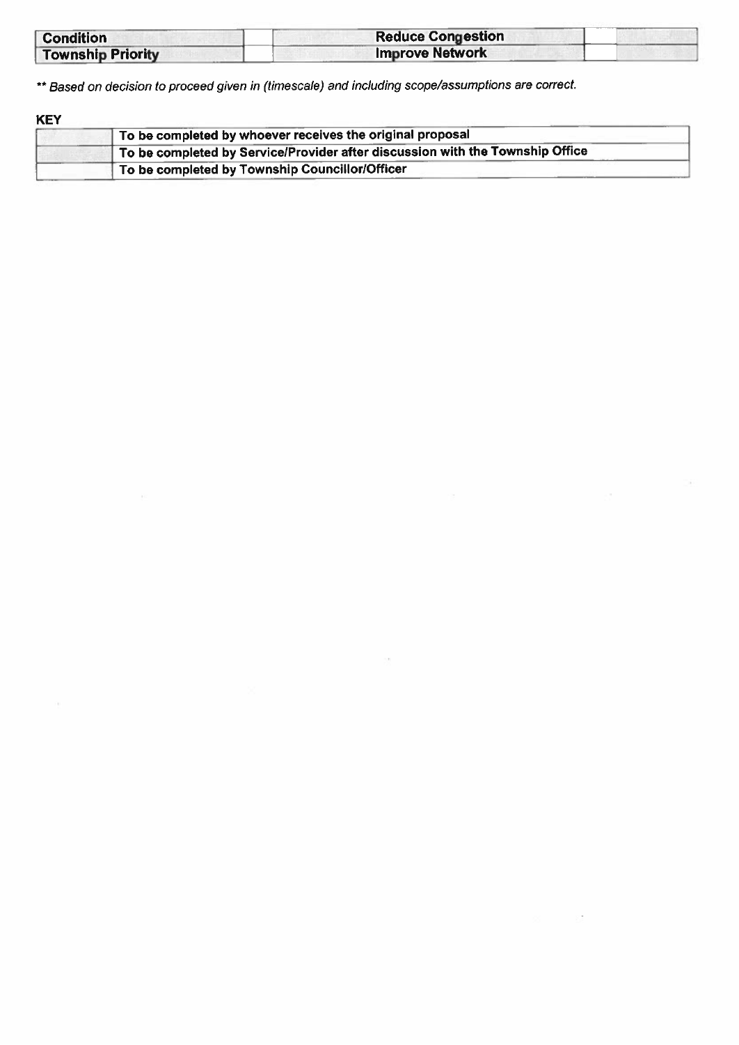| | | | | |
|---|---|---|---|---|
| Condition | | Reduce Congestion | | |
| Township Priority | | Improve Network | | |

*** Based on decision to proceed given in (timescale) and including scope/assumptions are correct.*

**KEY**

| | |
|---|---|
| | To be completed by whoever receives the original proposal |
| | To be completed by Service/Provider after discussion with the Township Office |
| | To be completed by Township Councillor/Officer |